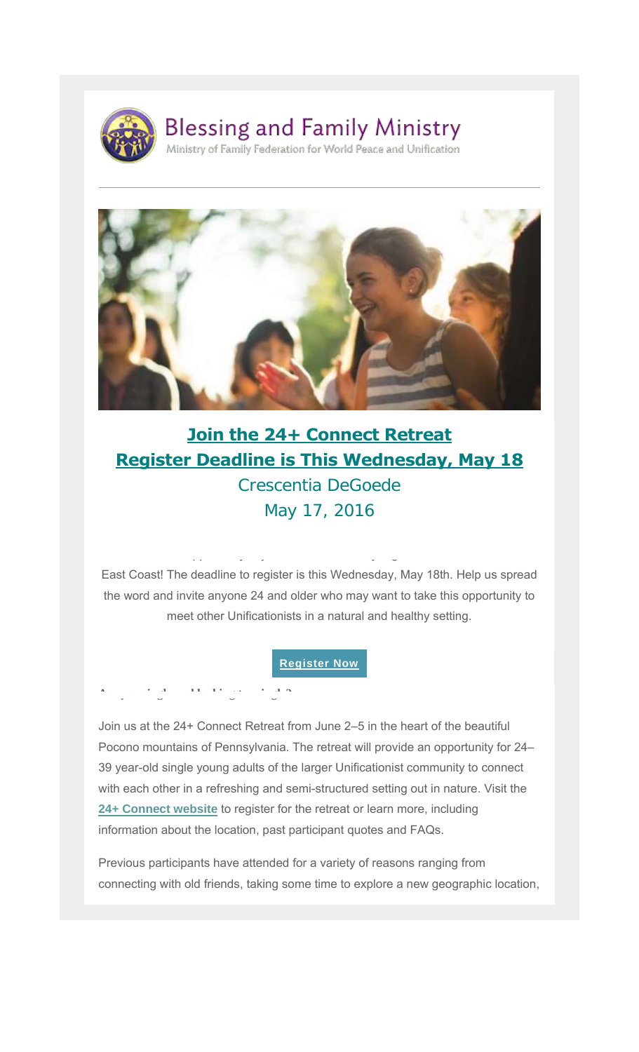Blessing and Family Ministry

Ministry of Family Federation for World Peace and Unification

---

## [Join the 24+ Connect Retreat](#)
## [Register Deadline is This Wednesday, May 18](#)

Crescentia DeGoede

May 17, 2016

East Coast! The deadline to register is this Wednesday, May 18th. Help us spread the word and invite anyone 24 and older who may want to take this opportunity to meet other Unificationists in a natural and healthy setting.

**Register Now**

Join us at the 24+ Connect Retreat from June 2–5 in the heart of the beautiful Pocono mountains of Pennsylvania. The retreat will provide an opportunity for 24–39 year-old single young adults of the larger Unificationist community to connect with each other in a refreshing and semi-structured setting out in nature. Visit the **24+ Connect website** to register for the retreat or learn more, including information about the location, past participant quotes and FAQs.

Previous participants have attended for a variety of reasons ranging from connecting with old friends, taking some time to explore a new geographic location,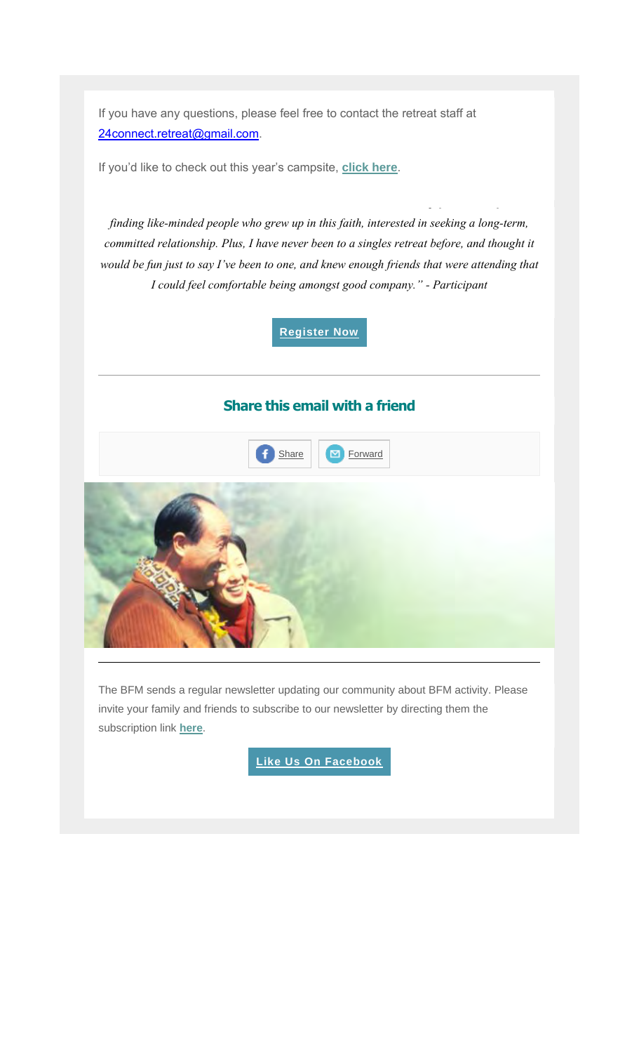If you have any questions, please feel free to contact the retreat staff at 24connect.retreat@gmail.com.

If you'd like to check out this year's campsite, **click here**.

*finding like-minded people who grew up in this faith, interested in seeking a long-term, committed relationship. Plus, I have never been to a singles retreat before, and thought it would be fun just to say I've been to one, and knew enough friends that were attending that I could feel comfortable being amongst good company." - Participant*

**Register Now**

---

## Share this email with a friend

Share | Forward

---

The BFM sends a regular newsletter updating our community about BFM activity. Please invite your family and friends to subscribe to our newsletter by directing them the subscription link **here**.

**Like Us On Facebook**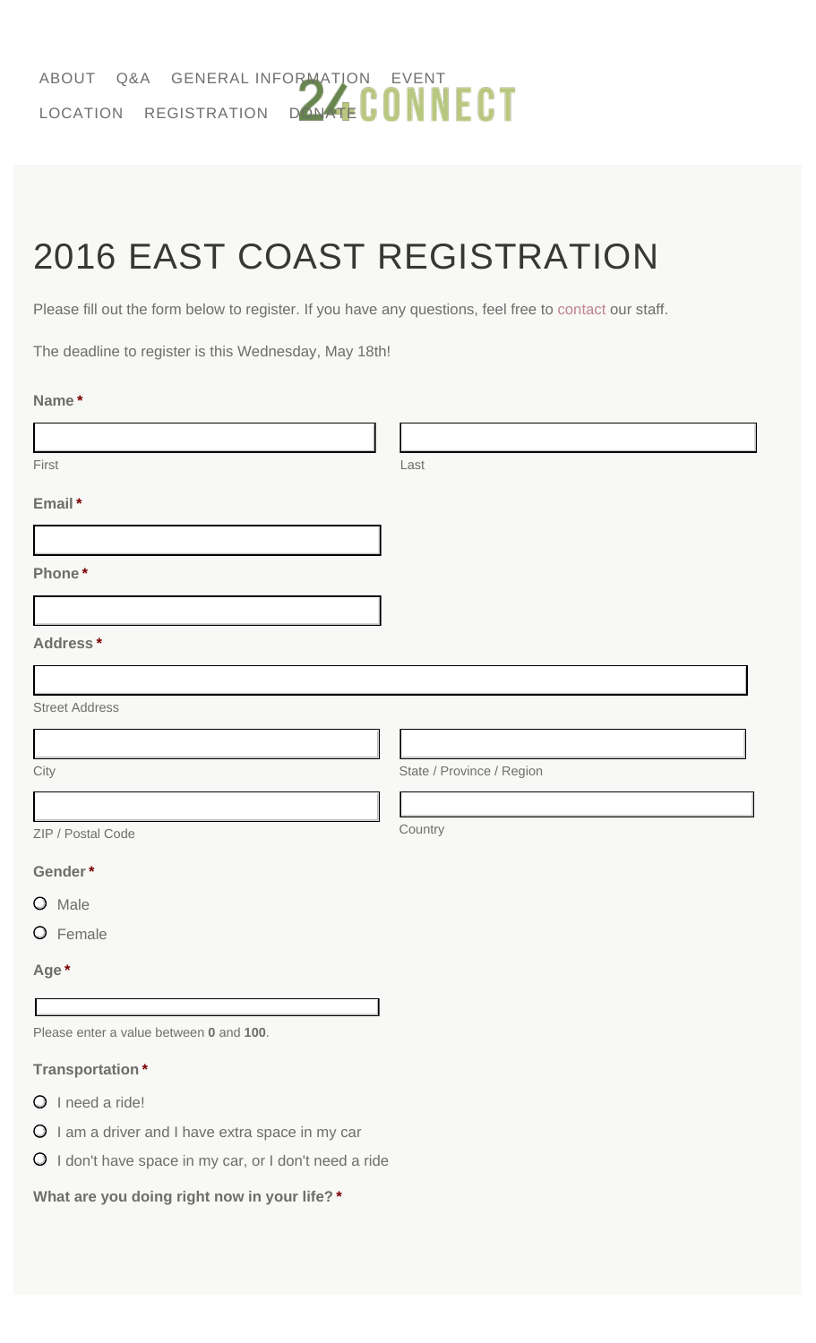ABOUT Q&A GENERAL INFORMATION EVENT LOCATION REGISTRATION DONATE

24CONNECT

# 2016 EAST COAST REGISTRATION

Please fill out the form below to register. If you have any questions, feel free to contact our staff.

The deadline to register is this Wednesday, May 18th!

**Name** *

First

Last

**Email** *

**Phone** *

**Address** *

Street Address

City

State / Province / Region

ZIP / Postal Code

Country

**Gender** *

- Male
- Female

**Age** *

Please enter a value between **0** and **100**.

**Transportation** *

- I need a ride!
- I am a driver and I have extra space in my car
- I don't have space in my car, or I don't need a ride

**What are you doing right now in your life?** *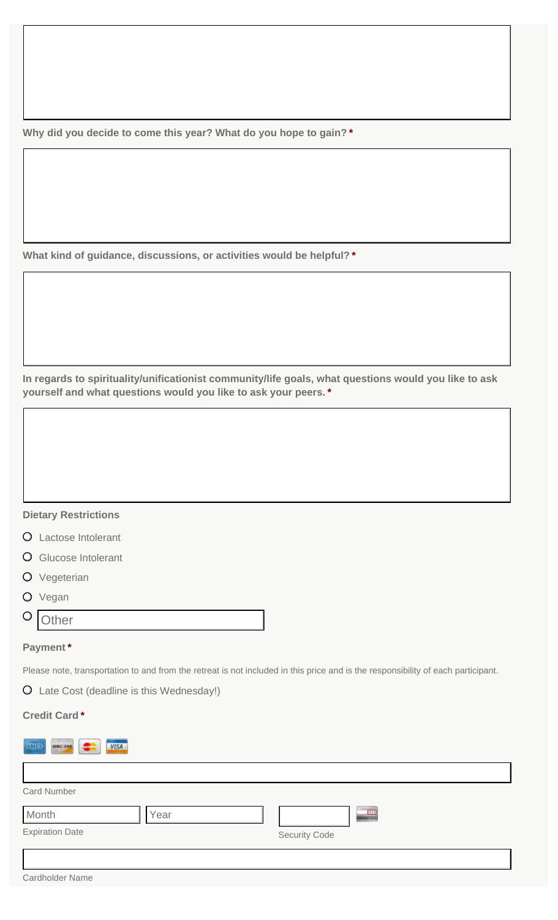Why did you decide to come this year? What do you hope to gain? *

What kind of guidance, discussions, or activities would be helpful? *

In regards to spirituality/unificationist community/life goals, what questions would you like to ask yourself and what questions would you like to ask your peers. *

**Dietary Restrictions**

- Lactose Intolerant
- Glucose Intolerant
- Vegeterian
- Vegan
- Other

**Payment** *

Please note, transportation to and from the retreat is not included in this price and is the responsibility of each participant.

- Late Cost (deadline is this Wednesday!)

**Credit Card** *

AMEX DISCOVER VISA

Card Number

Month Year

Expiration Date

Security Code

Cardholder Name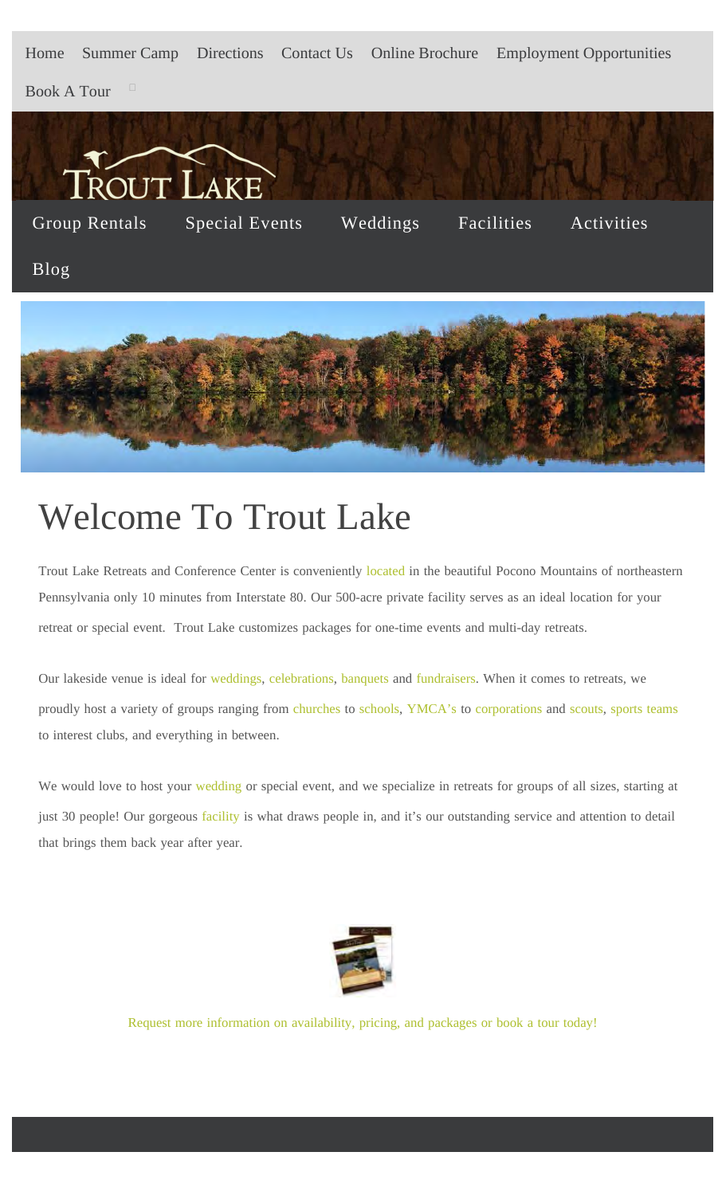Home Summer Camp Directions Contact Us Online Brochure Employment Opportunities

Book A Tour

Group Rentals Special Events Weddings Facilities Activities

Blog

# Welcome To Trout Lake

Trout Lake Retreats and Conference Center is conveniently located in the beautiful Pocono Mountains of northeastern Pennsylvania only 10 minutes from Interstate 80. Our 500-acre private facility serves as an ideal location for your retreat or special event. Trout Lake customizes packages for one-time events and multi-day retreats.

Our lakeside venue is ideal for weddings, celebrations, banquets and fundraisers. When it comes to retreats, we proudly host a variety of groups ranging from churches to schools, YMCA's to corporations and scouts, sports teams to interest clubs, and everything in between.

We would love to host your wedding or special event, and we specialize in retreats for groups of all sizes, starting at just 30 people! Our gorgeous facility is what draws people in, and it's our outstanding service and attention to detail that brings them back year after year.

Request more information on availability, pricing, and packages or book a tour today!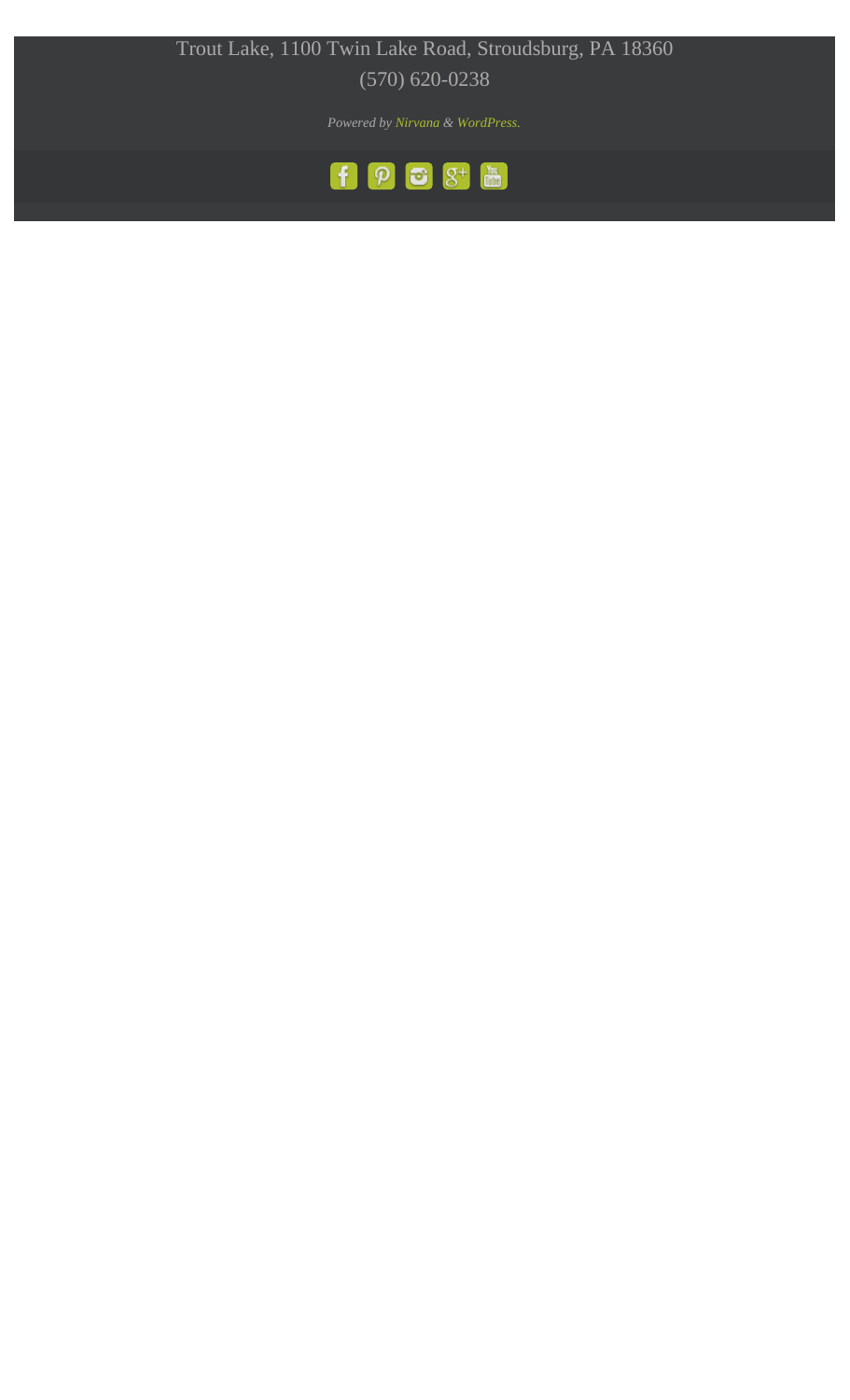Trout Lake, 1100 Twin Lake Road, Stroudsburg, PA 18360
(570) 620-0238

*Powered by Nirvana & WordPress.*